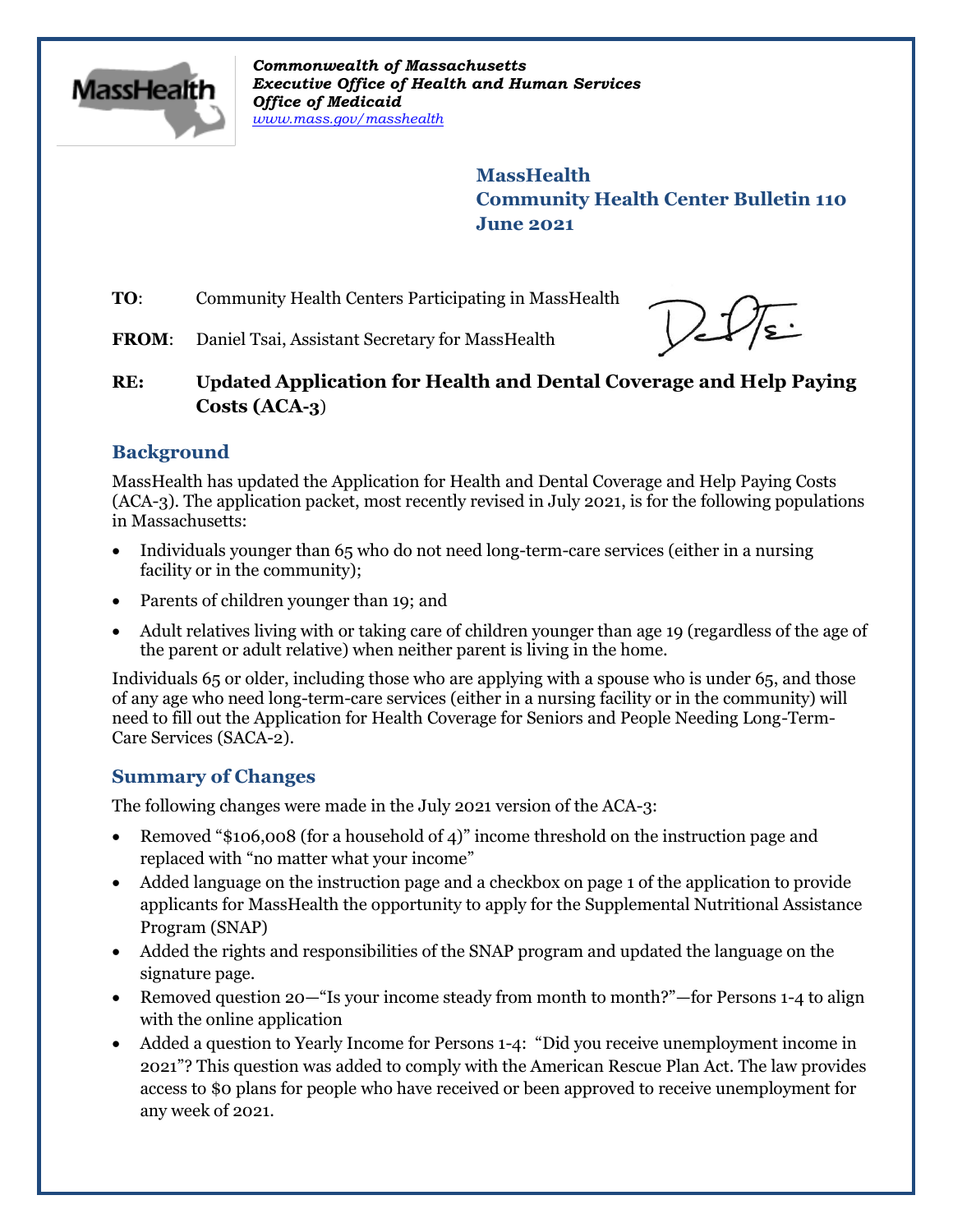Commonwealth of Massachusetts
*Executive Office of Health and Human Services*
*Office of Medicaid*
*www.mass.gov/masshealth*

**MassHealth**
**Community Health Center Bulletin 110**
**June 2021**

**TO**: Community Health Centers Participating in MassHealth

**FROM**: Daniel Tsai, Assistant Secretary for MassHealth

**RE: Updated Application for Health and Dental Coverage and Help Paying Costs (ACA-3)**

## Background

MassHealth has updated the Application for Health and Dental Coverage and Help Paying Costs (ACA-3). The application packet, most recently revised in July 2021, is for the following populations in Massachusetts:

- Individuals younger than 65 who do not need long-term-care services (either in a nursing facility or in the community);
- Parents of children younger than 19; and
- Adult relatives living with or taking care of children younger than age 19 (regardless of the age of the parent or adult relative) when neither parent is living in the home.

Individuals 65 or older, including those who are applying with a spouse who is under 65, and those of any age who need long-term-care services (either in a nursing facility or in the community) will need to fill out the Application for Health Coverage for Seniors and People Needing Long-Term-Care Services (SACA-2).

## Summary of Changes

The following changes were made in the July 2021 version of the ACA-3:

- Removed "$106,008 (for a household of 4)" income threshold on the instruction page and replaced with "no matter what your income"
- Added language on the instruction page and a checkbox on page 1 of the application to provide applicants for MassHealth the opportunity to apply for the Supplemental Nutritional Assistance Program (SNAP)
- Added the rights and responsibilities of the SNAP program and updated the language on the signature page.
- Removed question 20—"Is your income steady from month to month?"—for Persons 1-4 to align with the online application
- Added a question to Yearly Income for Persons 1-4: "Did you receive unemployment income in 2021"? This question was added to comply with the American Rescue Plan Act. The law provides access to $0 plans for people who have received or been approved to receive unemployment for any week of 2021.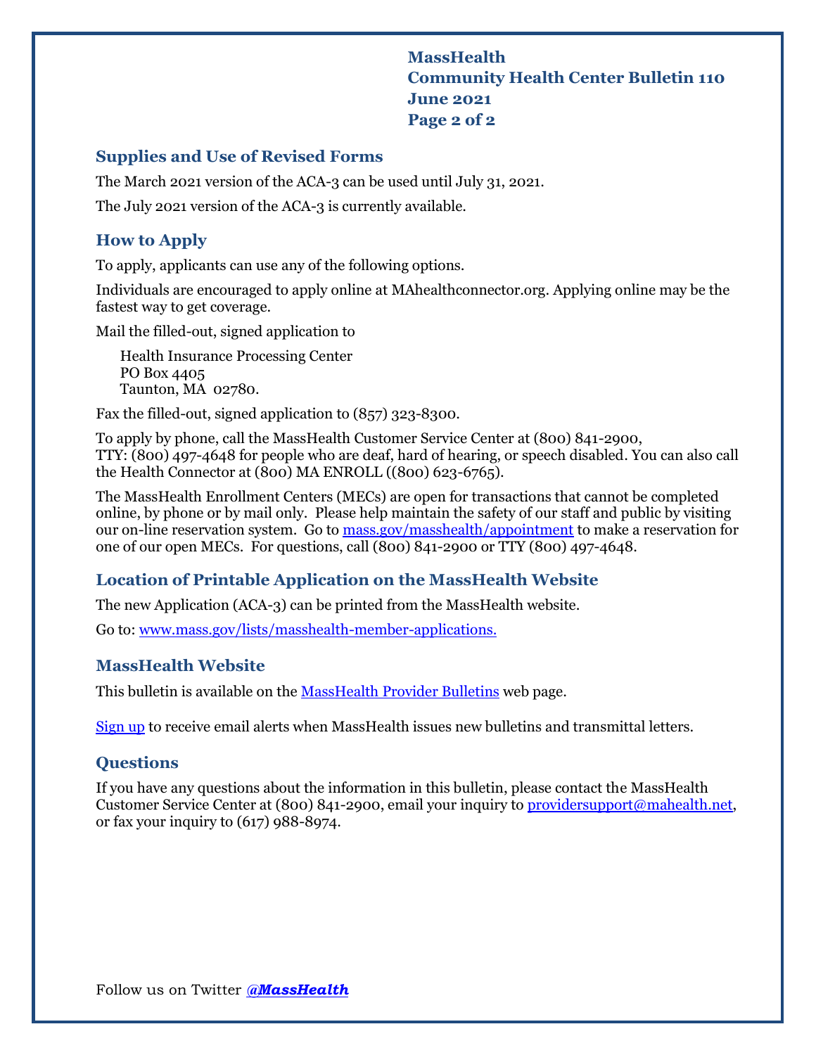## Supplies and Use of Revised Forms

The March 2021 version of the ACA-3 can be used until July 31, 2021.

The July 2021 version of the ACA-3 is currently available.

## How to Apply

To apply, applicants can use any of the following options.

Individuals are encouraged to apply online at MAhealthconnector.org. Applying online may be the fastest way to get coverage.

Mail the filled-out, signed application to

Health Insurance Processing Center
PO Box 4405
Taunton, MA 02780.

Fax the filled-out, signed application to (857) 323-8300.

To apply by phone, call the MassHealth Customer Service Center at (800) 841-2900, TTY: (800) 497-4648 for people who are deaf, hard of hearing, or speech disabled. You can also call the Health Connector at (800) MA ENROLL ((800) 623-6765).

The MassHealth Enrollment Centers (MECs) are open for transactions that cannot be completed online, by phone or by mail only. Please help maintain the safety of our staff and public by visiting our on-line reservation system. Go to mass.gov/masshealth/appointment to make a reservation for one of our open MECs. For questions, call (800) 841-2900 or TTY (800) 497-4648.

## Location of Printable Application on the MassHealth Website

The new Application (ACA-3) can be printed from the MassHealth website.

Go to: www.mass.gov/lists/masshealth-member-applications.

## MassHealth Website

This bulletin is available on the MassHealth Provider Bulletins web page.

Sign up to receive email alerts when MassHealth issues new bulletins and transmittal letters.

## Questions

If you have any questions about the information in this bulletin, please contact the MassHealth Customer Service Center at (800) 841-2900, email your inquiry to providersupport@mahealth.net, or fax your inquiry to (617) 988-8974.

Follow us on Twitter ***@MassHealth***